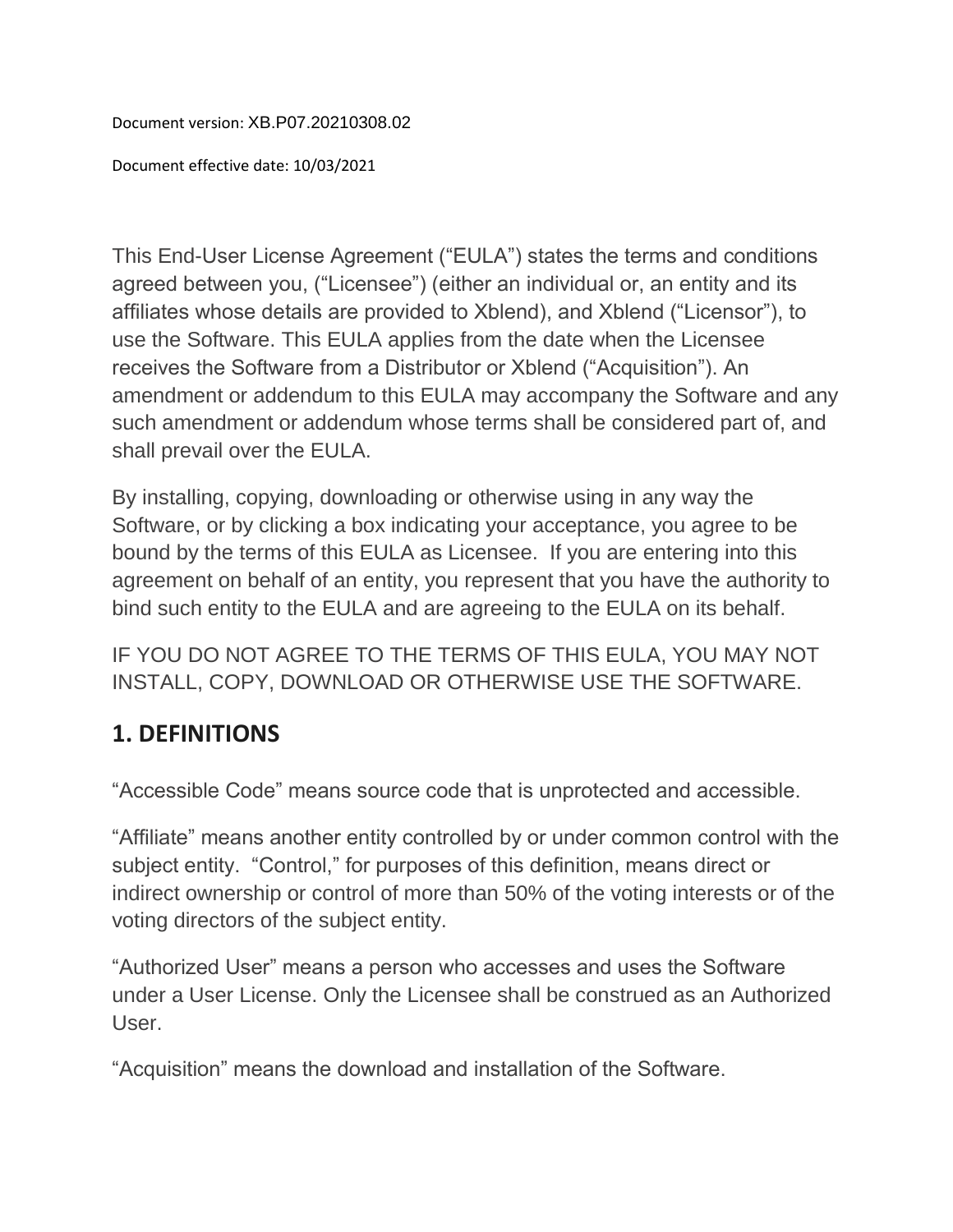Document version: XB.P07.20210308.02

Document effective date: 10/03/2021

This End-User License Agreement ("EULA") states the terms and conditions agreed between you, ("Licensee") (either an individual or, an entity and its affiliates whose details are provided to Xblend), and Xblend ("Licensor"), to use the Software. This EULA applies from the date when the Licensee receives the Software from a Distributor or Xblend ("Acquisition"). An amendment or addendum to this EULA may accompany the Software and any such amendment or addendum whose terms shall be considered part of, and shall prevail over the EULA.

By installing, copying, downloading or otherwise using in any way the Software, or by clicking a box indicating your acceptance, you agree to be bound by the terms of this EULA as Licensee. If you are entering into this agreement on behalf of an entity, you represent that you have the authority to bind such entity to the EULA and are agreeing to the EULA on its behalf.

IF YOU DO NOT AGREE TO THE TERMS OF THIS EULA, YOU MAY NOT INSTALL, COPY, DOWNLOAD OR OTHERWISE USE THE SOFTWARE.

## 1. DEFINITIONS

"Accessible Code" means source code that is unprotected and accessible.

"Affiliate" means another entity controlled by or under common control with the subject entity. "Control," for purposes of this definition, means direct or indirect ownership or control of more than 50% of the voting interests or of the voting directors of the subject entity.

"Authorized User" means a person who accesses and uses the Software under a User License. Only the Licensee shall be construed as an Authorized User.

"Acquisition" means the download and installation of the Software.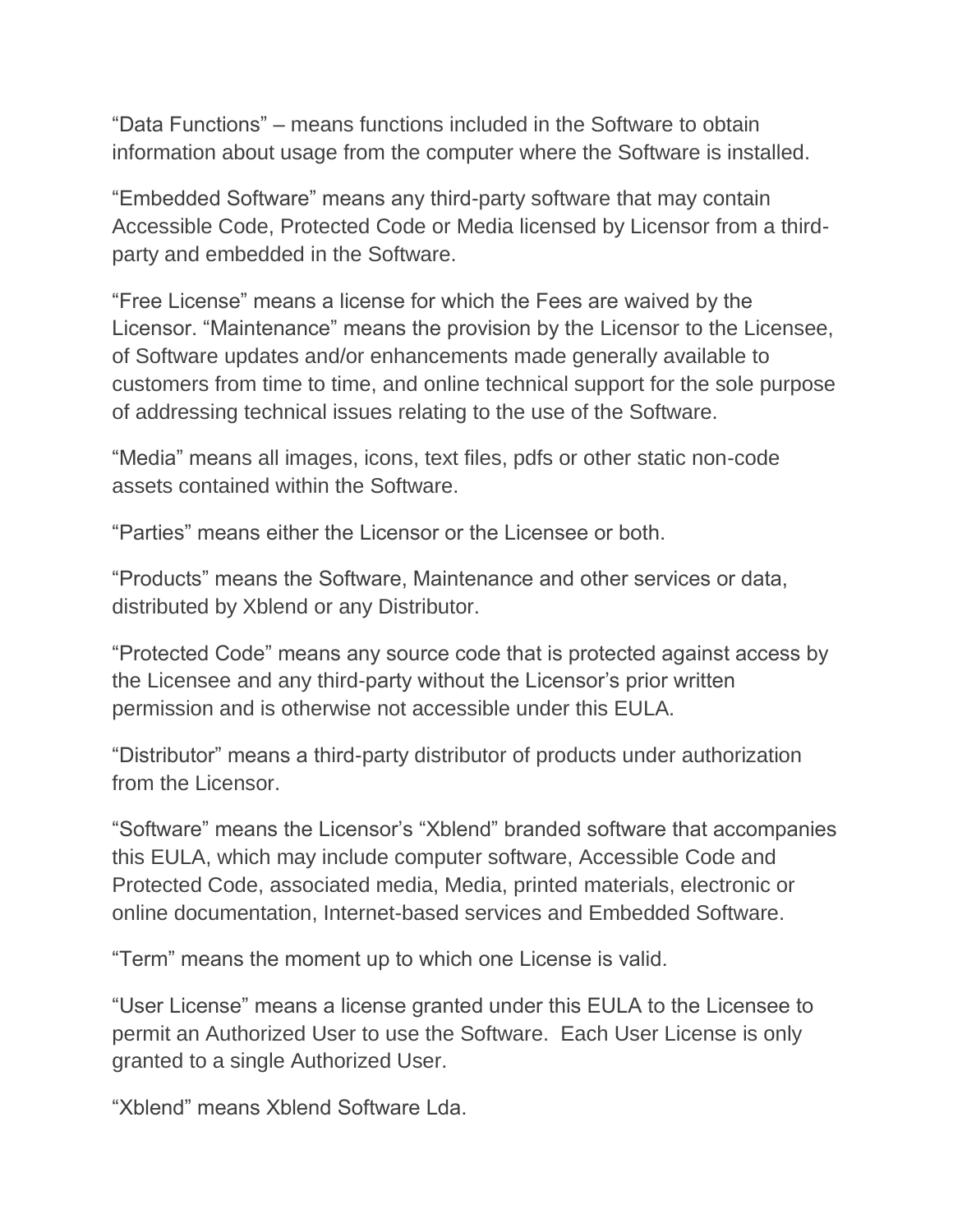"Data Functions" – means functions included in the Software to obtain information about usage from the computer where the Software is installed.

"Embedded Software" means any third-party software that may contain Accessible Code, Protected Code or Media licensed by Licensor from a third-party and embedded in the Software.

"Free License" means a license for which the Fees are waived by the Licensor. "Maintenance" means the provision by the Licensor to the Licensee, of Software updates and/or enhancements made generally available to customers from time to time, and online technical support for the sole purpose of addressing technical issues relating to the use of the Software.

"Media" means all images, icons, text files, pdfs or other static non-code assets contained within the Software.

"Parties" means either the Licensor or the Licensee or both.

"Products" means the Software, Maintenance and other services or data, distributed by Xblend or any Distributor.

"Protected Code" means any source code that is protected against access by the Licensee and any third-party without the Licensor's prior written permission and is otherwise not accessible under this EULA.

"Distributor" means a third-party distributor of products under authorization from the Licensor.

"Software" means the Licensor's "Xblend" branded software that accompanies this EULA, which may include computer software, Accessible Code and Protected Code, associated media, Media, printed materials, electronic or online documentation, Internet-based services and Embedded Software.

"Term" means the moment up to which one License is valid.

"User License" means a license granted under this EULA to the Licensee to permit an Authorized User to use the Software. Each User License is only granted to a single Authorized User.

"Xblend" means Xblend Software Lda.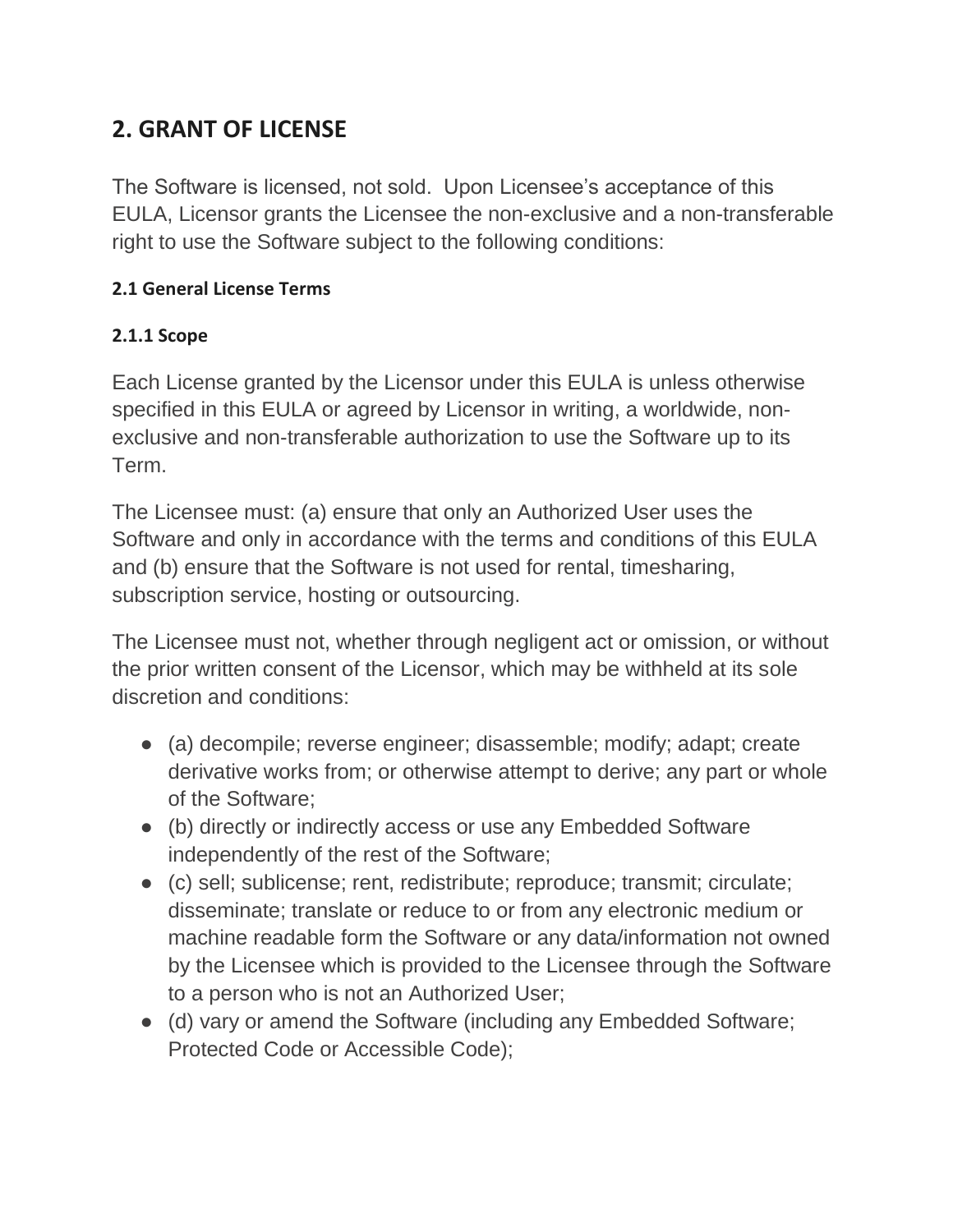## 2. GRANT OF LICENSE

The Software is licensed, not sold. Upon Licensee's acceptance of this EULA, Licensor grants the Licensee the non-exclusive and a non-transferable right to use the Software subject to the following conditions:

#### 2.1 General License Terms

#### 2.1.1 Scope

Each License granted by the Licensor under this EULA is unless otherwise specified in this EULA or agreed by Licensor in writing, a worldwide, non-exclusive and non-transferable authorization to use the Software up to its Term.

The Licensee must: (a) ensure that only an Authorized User uses the Software and only in accordance with the terms and conditions of this EULA and (b) ensure that the Software is not used for rental, timesharing, subscription service, hosting or outsourcing.

The Licensee must not, whether through negligent act or omission, or without the prior written consent of the Licensor, which may be withheld at its sole discretion and conditions:

- (a) decompile; reverse engineer; disassemble; modify; adapt; create derivative works from; or otherwise attempt to derive; any part or whole of the Software;
- (b) directly or indirectly access or use any Embedded Software independently of the rest of the Software;
- (c) sell; sublicense; rent, redistribute; reproduce; transmit; circulate; disseminate; translate or reduce to or from any electronic medium or machine readable form the Software or any data/information not owned by the Licensee which is provided to the Licensee through the Software to a person who is not an Authorized User;
- (d) vary or amend the Software (including any Embedded Software; Protected Code or Accessible Code);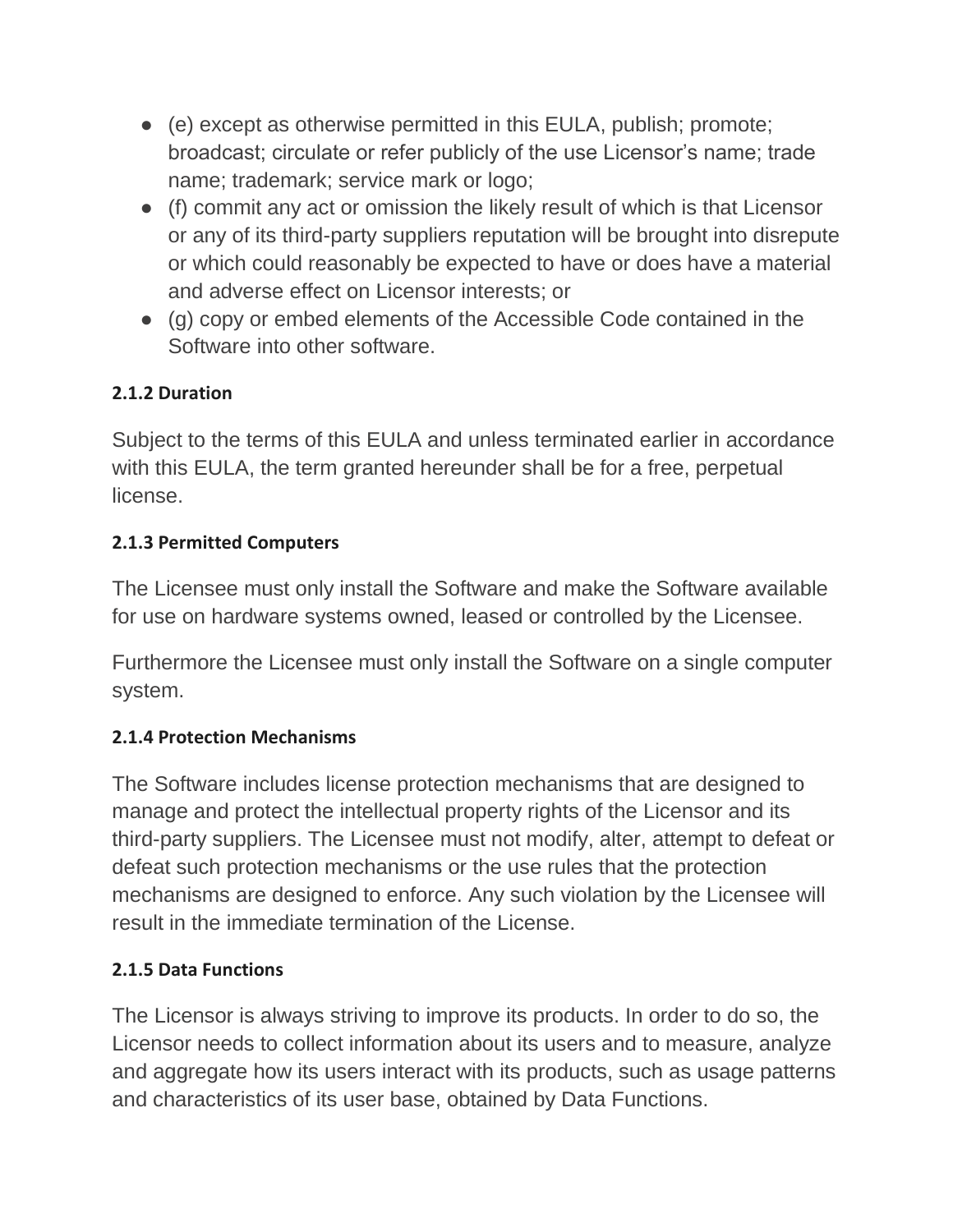- (e) except as otherwise permitted in this EULA, publish; promote; broadcast; circulate or refer publicly of the use Licensor's name; trade name; trademark; service mark or logo;
- (f) commit any act or omission the likely result of which is that Licensor or any of its third-party suppliers reputation will be brought into disrepute or which could reasonably be expected to have or does have a material and adverse effect on Licensor interests; or
- (g) copy or embed elements of the Accessible Code contained in the Software into other software.

#### 2.1.2 Duration

Subject to the terms of this EULA and unless terminated earlier in accordance with this EULA, the term granted hereunder shall be for a free, perpetual license.

#### 2.1.3 Permitted Computers

The Licensee must only install the Software and make the Software available for use on hardware systems owned, leased or controlled by the Licensee.

Furthermore the Licensee must only install the Software on a single computer system.

#### 2.1.4 Protection Mechanisms

The Software includes license protection mechanisms that are designed to manage and protect the intellectual property rights of the Licensor and its third-party suppliers. The Licensee must not modify, alter, attempt to defeat or defeat such protection mechanisms or the use rules that the protection mechanisms are designed to enforce. Any such violation by the Licensee will result in the immediate termination of the License.

#### 2.1.5 Data Functions

The Licensor is always striving to improve its products. In order to do so, the Licensor needs to collect information about its users and to measure, analyze and aggregate how its users interact with its products, such as usage patterns and characteristics of its user base, obtained by Data Functions.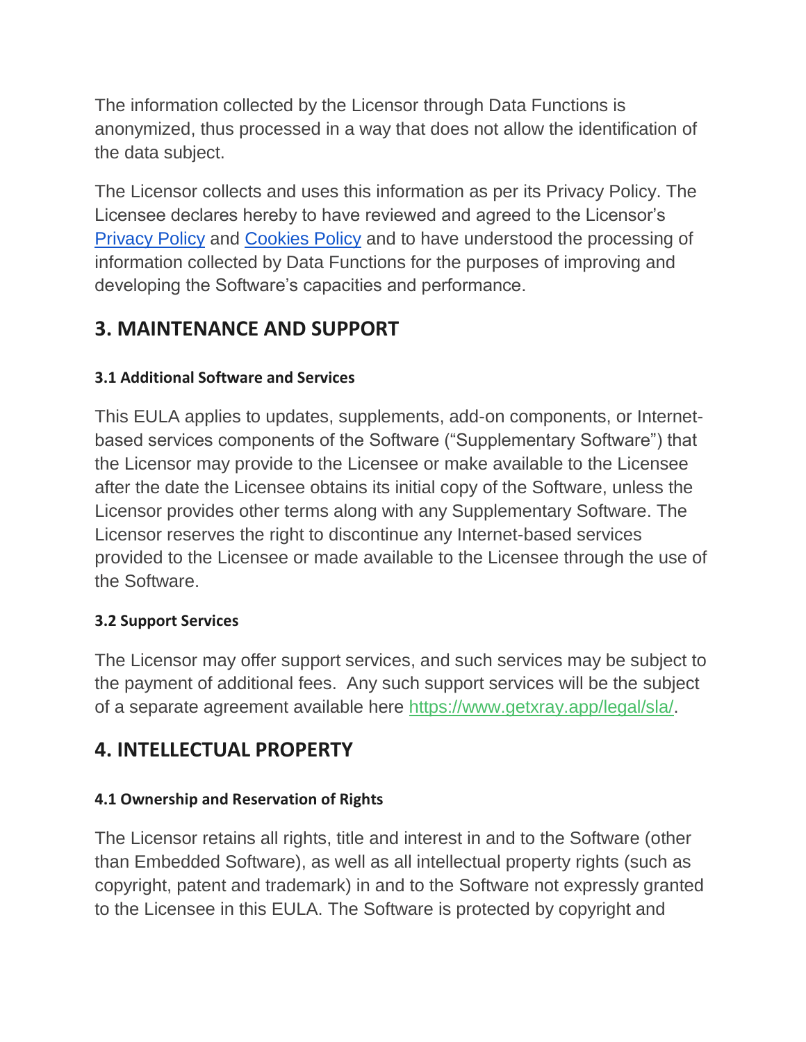The information collected by the Licensor through Data Functions is anonymized, thus processed in a way that does not allow the identification of the data subject.

The Licensor collects and uses this information as per its Privacy Policy. The Licensee declares hereby to have reviewed and agreed to the Licensor's [Privacy Policy] and [Cookies Policy] and to have understood the processing of information collected by Data Functions for the purposes of improving and developing the Software's capacities and performance.

## 3. MAINTENANCE AND SUPPORT

### 3.1 Additional Software and Services

This EULA applies to updates, supplements, add-on components, or Internet-based services components of the Software ("Supplementary Software") that the Licensor may provide to the Licensee or make available to the Licensee after the date the Licensee obtains its initial copy of the Software, unless the Licensor provides other terms along with any Supplementary Software. The Licensor reserves the right to discontinue any Internet-based services provided to the Licensee or made available to the Licensee through the use of the Software.

### 3.2 Support Services

The Licensor may offer support services, and such services may be subject to the payment of additional fees. Any such support services will be the subject of a separate agreement available here https://www.getxray.app/legal/sla/.

## 4. INTELLECTUAL PROPERTY

### 4.1 Ownership and Reservation of Rights

The Licensor retains all rights, title and interest in and to the Software (other than Embedded Software), as well as all intellectual property rights (such as copyright, patent and trademark) in and to the Software not expressly granted to the Licensee in this EULA. The Software is protected by copyright and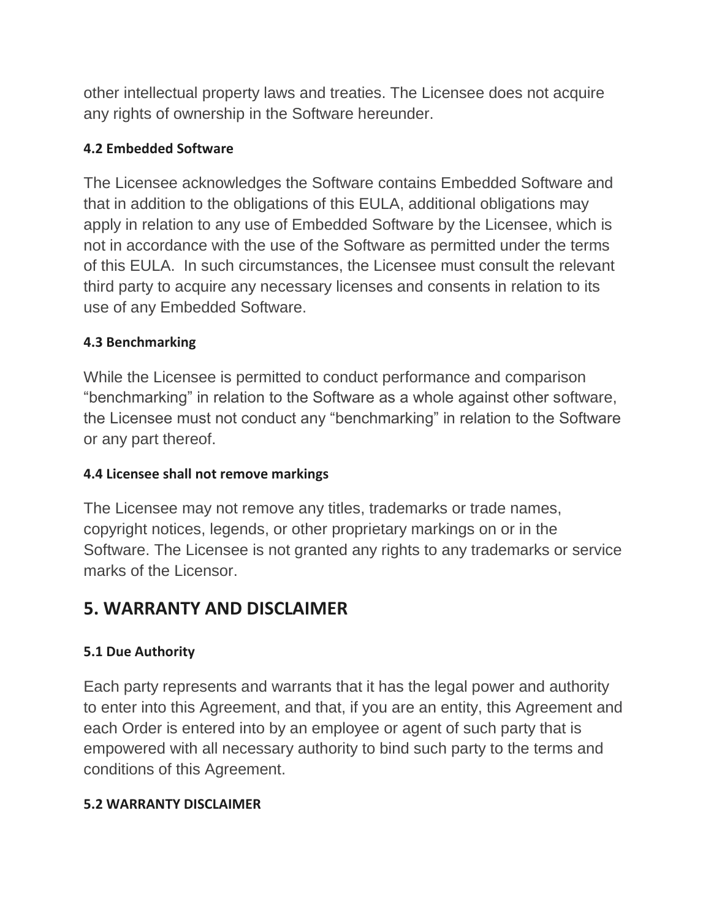other intellectual property laws and treaties. The Licensee does not acquire any rights of ownership in the Software hereunder.

#### 4.2 Embedded Software

The Licensee acknowledges the Software contains Embedded Software and that in addition to the obligations of this EULA, additional obligations may apply in relation to any use of Embedded Software by the Licensee, which is not in accordance with the use of the Software as permitted under the terms of this EULA. In such circumstances, the Licensee must consult the relevant third party to acquire any necessary licenses and consents in relation to its use of any Embedded Software.

#### 4.3 Benchmarking

While the Licensee is permitted to conduct performance and comparison “benchmarking” in relation to the Software as a whole against other software, the Licensee must not conduct any “benchmarking” in relation to the Software or any part thereof.

#### 4.4 Licensee shall not remove markings

The Licensee may not remove any titles, trademarks or trade names, copyright notices, legends, or other proprietary markings on or in the Software. The Licensee is not granted any rights to any trademarks or service marks of the Licensor.

## 5. WARRANTY AND DISCLAIMER

#### 5.1 Due Authority

Each party represents and warrants that it has the legal power and authority to enter into this Agreement, and that, if you are an entity, this Agreement and each Order is entered into by an employee or agent of such party that is empowered with all necessary authority to bind such party to the terms and conditions of this Agreement.

#### 5.2 WARRANTY DISCLAIMER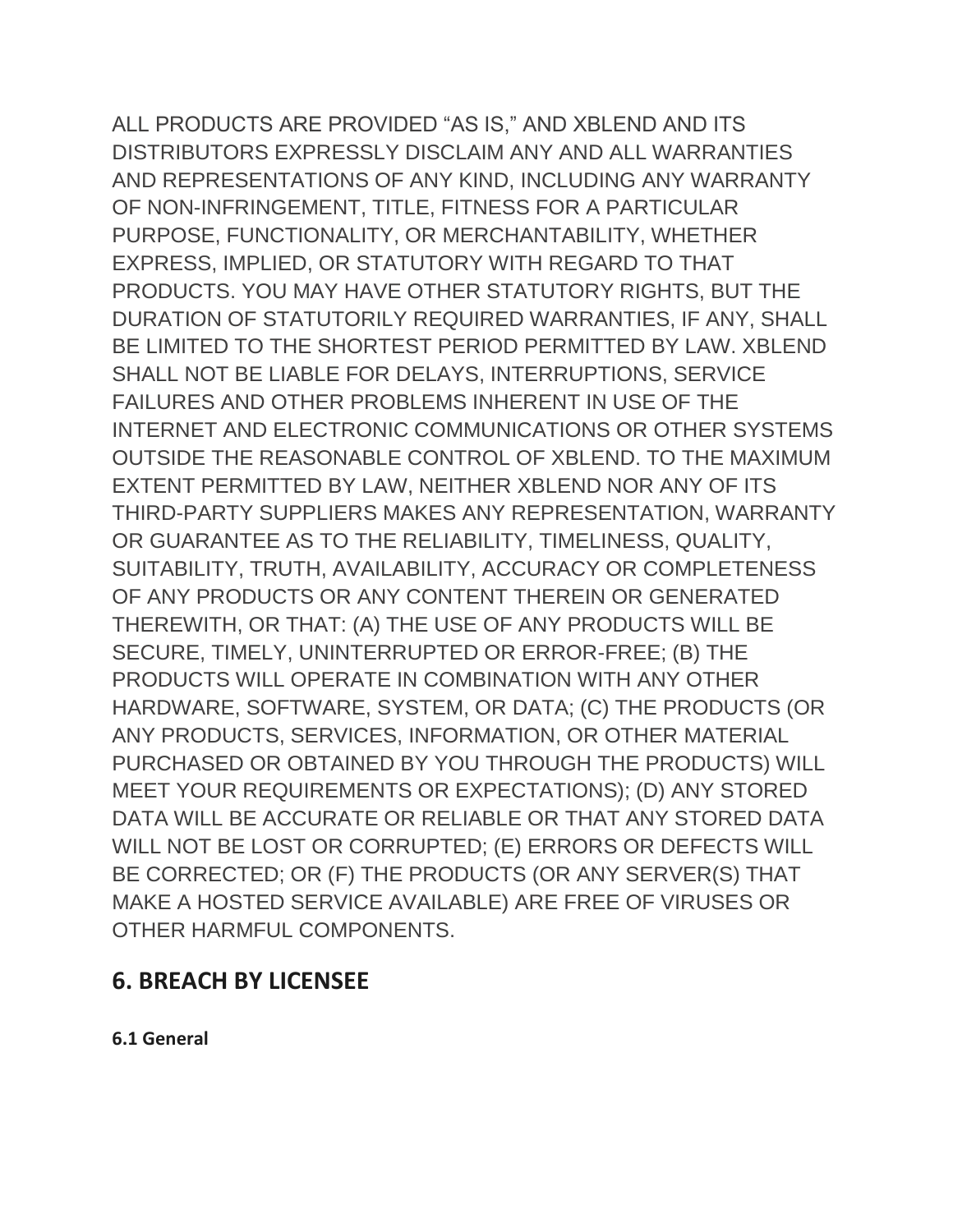ALL PRODUCTS ARE PROVIDED "AS IS," AND XBLEND AND ITS DISTRIBUTORS EXPRESSLY DISCLAIM ANY AND ALL WARRANTIES AND REPRESENTATIONS OF ANY KIND, INCLUDING ANY WARRANTY OF NON-INFRINGEMENT, TITLE, FITNESS FOR A PARTICULAR PURPOSE, FUNCTIONALITY, OR MERCHANTABILITY, WHETHER EXPRESS, IMPLIED, OR STATUTORY WITH REGARD TO THAT PRODUCTS. YOU MAY HAVE OTHER STATUTORY RIGHTS, BUT THE DURATION OF STATUTORILY REQUIRED WARRANTIES, IF ANY, SHALL BE LIMITED TO THE SHORTEST PERIOD PERMITTED BY LAW. XBLEND SHALL NOT BE LIABLE FOR DELAYS, INTERRUPTIONS, SERVICE FAILURES AND OTHER PROBLEMS INHERENT IN USE OF THE INTERNET AND ELECTRONIC COMMUNICATIONS OR OTHER SYSTEMS OUTSIDE THE REASONABLE CONTROL OF XBLEND. TO THE MAXIMUM EXTENT PERMITTED BY LAW, NEITHER XBLEND NOR ANY OF ITS THIRD-PARTY SUPPLIERS MAKES ANY REPRESENTATION, WARRANTY OR GUARANTEE AS TO THE RELIABILITY, TIMELINESS, QUALITY, SUITABILITY, TRUTH, AVAILABILITY, ACCURACY OR COMPLETENESS OF ANY PRODUCTS OR ANY CONTENT THEREIN OR GENERATED THEREWITH, OR THAT: (A) THE USE OF ANY PRODUCTS WILL BE SECURE, TIMELY, UNINTERRUPTED OR ERROR-FREE; (B) THE PRODUCTS WILL OPERATE IN COMBINATION WITH ANY OTHER HARDWARE, SOFTWARE, SYSTEM, OR DATA; (C) THE PRODUCTS (OR ANY PRODUCTS, SERVICES, INFORMATION, OR OTHER MATERIAL PURCHASED OR OBTAINED BY YOU THROUGH THE PRODUCTS) WILL MEET YOUR REQUIREMENTS OR EXPECTATIONS); (D) ANY STORED DATA WILL BE ACCURATE OR RELIABLE OR THAT ANY STORED DATA WILL NOT BE LOST OR CORRUPTED; (E) ERRORS OR DEFECTS WILL BE CORRECTED; OR (F) THE PRODUCTS (OR ANY SERVER(S) THAT MAKE A HOSTED SERVICE AVAILABLE) ARE FREE OF VIRUSES OR OTHER HARMFUL COMPONENTS.

## 6. BREACH BY LICENSEE

#### 6.1 General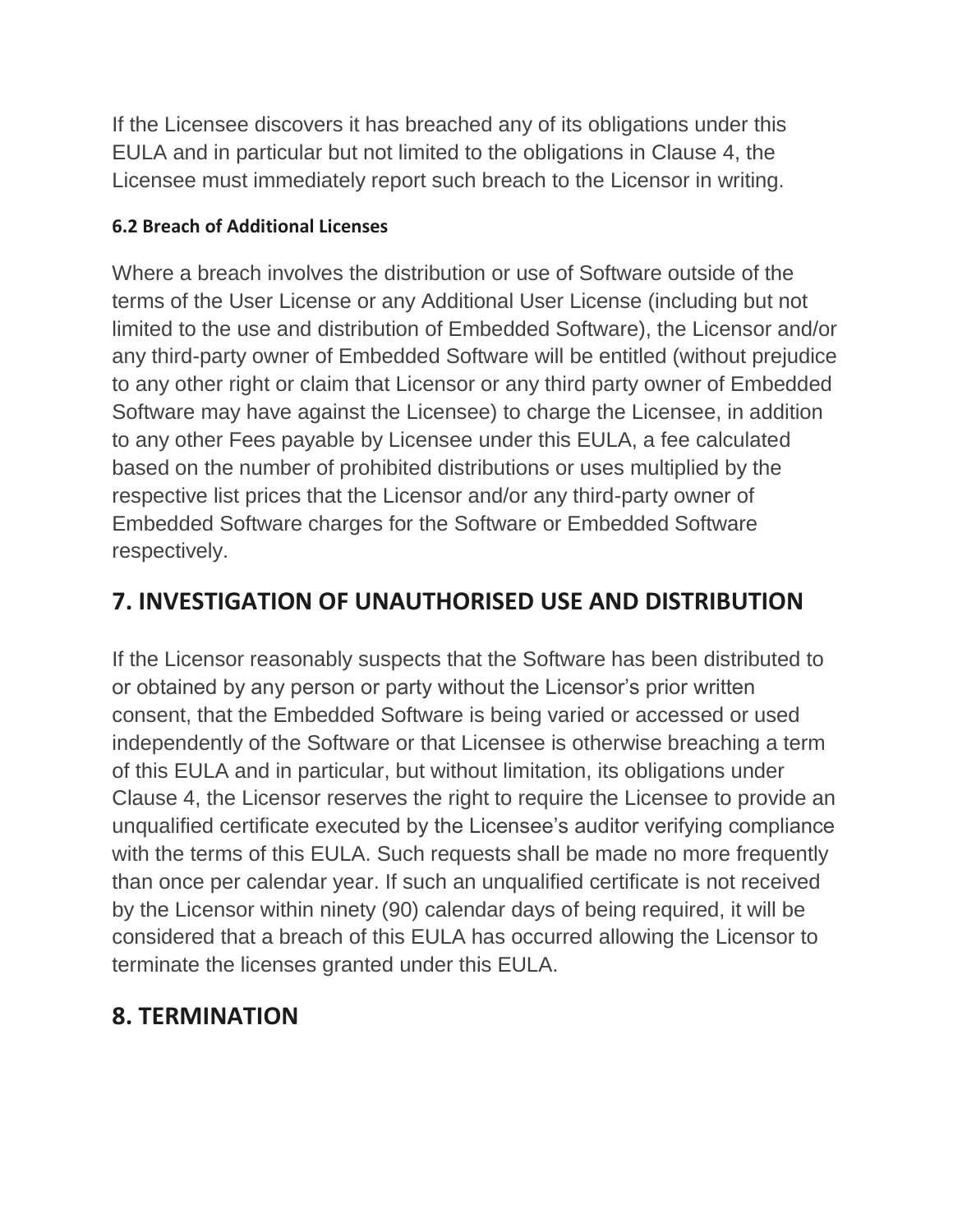If the Licensee discovers it has breached any of its obligations under this EULA and in particular but not limited to the obligations in Clause 4, the Licensee must immediately report such breach to the Licensor in writing.

### 6.2 Breach of Additional Licenses

Where a breach involves the distribution or use of Software outside of the terms of the User License or any Additional User License (including but not limited to the use and distribution of Embedded Software), the Licensor and/or any third-party owner of Embedded Software will be entitled (without prejudice to any other right or claim that Licensor or any third party owner of Embedded Software may have against the Licensee) to charge the Licensee, in addition to any other Fees payable by Licensee under this EULA, a fee calculated based on the number of prohibited distributions or uses multiplied by the respective list prices that the Licensor and/or any third-party owner of Embedded Software charges for the Software or Embedded Software respectively.

## 7. INVESTIGATION OF UNAUTHORISED USE AND DISTRIBUTION

If the Licensor reasonably suspects that the Software has been distributed to or obtained by any person or party without the Licensor's prior written consent, that the Embedded Software is being varied or accessed or used independently of the Software or that Licensee is otherwise breaching a term of this EULA and in particular, but without limitation, its obligations under Clause 4, the Licensor reserves the right to require the Licensee to provide an unqualified certificate executed by the Licensee's auditor verifying compliance with the terms of this EULA. Such requests shall be made no more frequently than once per calendar year. If such an unqualified certificate is not received by the Licensor within ninety (90) calendar days of being required, it will be considered that a breach of this EULA has occurred allowing the Licensor to terminate the licenses granted under this EULA.

## 8. TERMINATION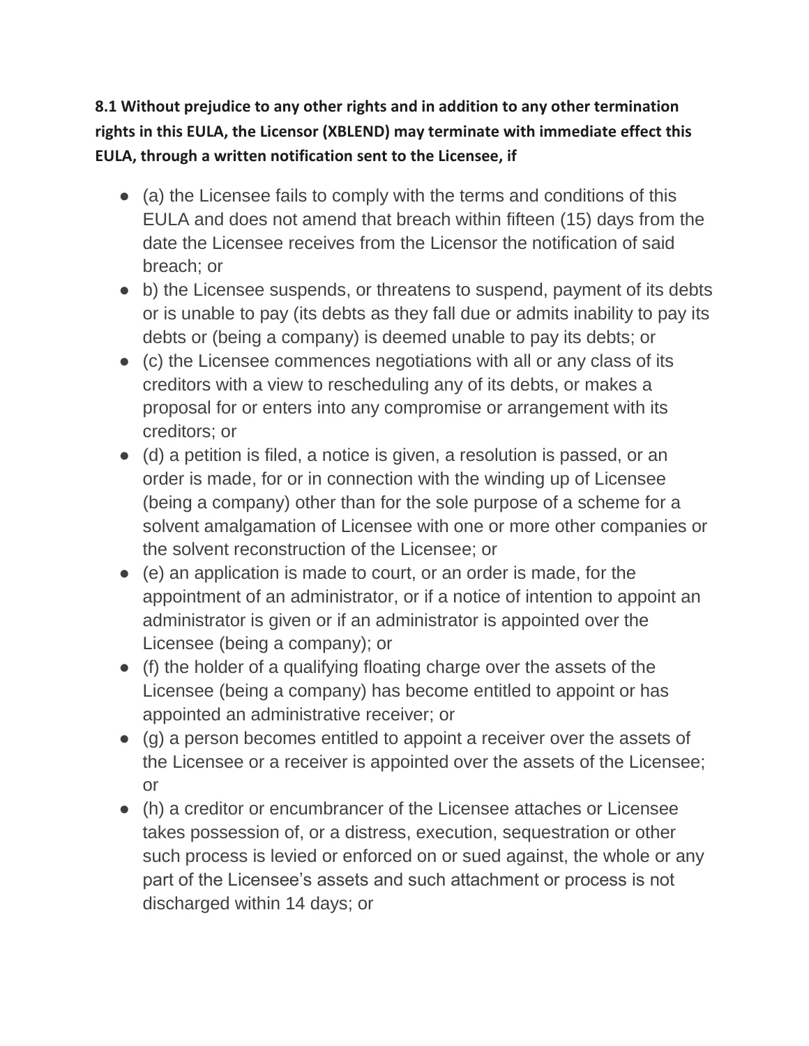**8.1 Without prejudice to any other rights and in addition to any other termination rights in this EULA, the Licensor (XBLEND) may terminate with immediate effect this EULA, through a written notification sent to the Licensee, if**

- (a) the Licensee fails to comply with the terms and conditions of this EULA and does not amend that breach within fifteen (15) days from the date the Licensee receives from the Licensor the notification of said breach; or
- b) the Licensee suspends, or threatens to suspend, payment of its debts or is unable to pay (its debts as they fall due or admits inability to pay its debts or (being a company) is deemed unable to pay its debts; or
- (c) the Licensee commences negotiations with all or any class of its creditors with a view to rescheduling any of its debts, or makes a proposal for or enters into any compromise or arrangement with its creditors; or
- (d) a petition is filed, a notice is given, a resolution is passed, or an order is made, for or in connection with the winding up of Licensee (being a company) other than for the sole purpose of a scheme for a solvent amalgamation of Licensee with one or more other companies or the solvent reconstruction of the Licensee; or
- (e) an application is made to court, or an order is made, for the appointment of an administrator, or if a notice of intention to appoint an administrator is given or if an administrator is appointed over the Licensee (being a company); or
- (f) the holder of a qualifying floating charge over the assets of the Licensee (being a company) has become entitled to appoint or has appointed an administrative receiver; or
- (g) a person becomes entitled to appoint a receiver over the assets of the Licensee or a receiver is appointed over the assets of the Licensee; or
- (h) a creditor or encumbrancer of the Licensee attaches or Licensee takes possession of, or a distress, execution, sequestration or other such process is levied or enforced on or sued against, the whole or any part of the Licensee's assets and such attachment or process is not discharged within 14 days; or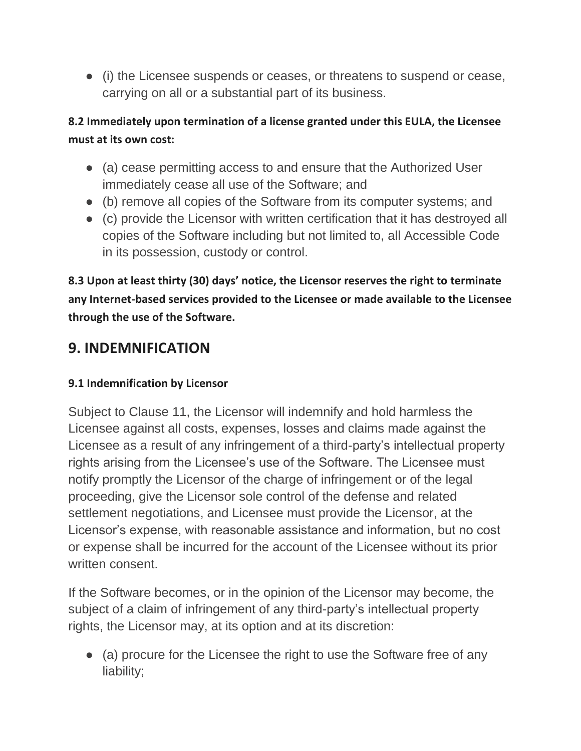- (i) the Licensee suspends or ceases, or threatens to suspend or cease, carrying on all or a substantial part of its business.

**8.2 Immediately upon termination of a license granted under this EULA, the Licensee must at its own cost:**

- (a) cease permitting access to and ensure that the Authorized User immediately cease all use of the Software; and
- (b) remove all copies of the Software from its computer systems; and
- (c) provide the Licensor with written certification that it has destroyed all copies of the Software including but not limited to, all Accessible Code in its possession, custody or control.

**8.3 Upon at least thirty (30) days' notice, the Licensor reserves the right to terminate any Internet-based services provided to the Licensee or made available to the Licensee through the use of the Software.**

## 9. INDEMNIFICATION

**9.1 Indemnification by Licensor**

Subject to Clause 11, the Licensor will indemnify and hold harmless the Licensee against all costs, expenses, losses and claims made against the Licensee as a result of any infringement of a third-party's intellectual property rights arising from the Licensee's use of the Software. The Licensee must notify promptly the Licensor of the charge of infringement or of the legal proceeding, give the Licensor sole control of the defense and related settlement negotiations, and Licensee must provide the Licensor, at the Licensor's expense, with reasonable assistance and information, but no cost or expense shall be incurred for the account of the Licensee without its prior written consent.

If the Software becomes, or in the opinion of the Licensor may become, the subject of a claim of infringement of any third-party's intellectual property rights, the Licensor may, at its option and at its discretion:

- (a) procure for the Licensee the right to use the Software free of any liability;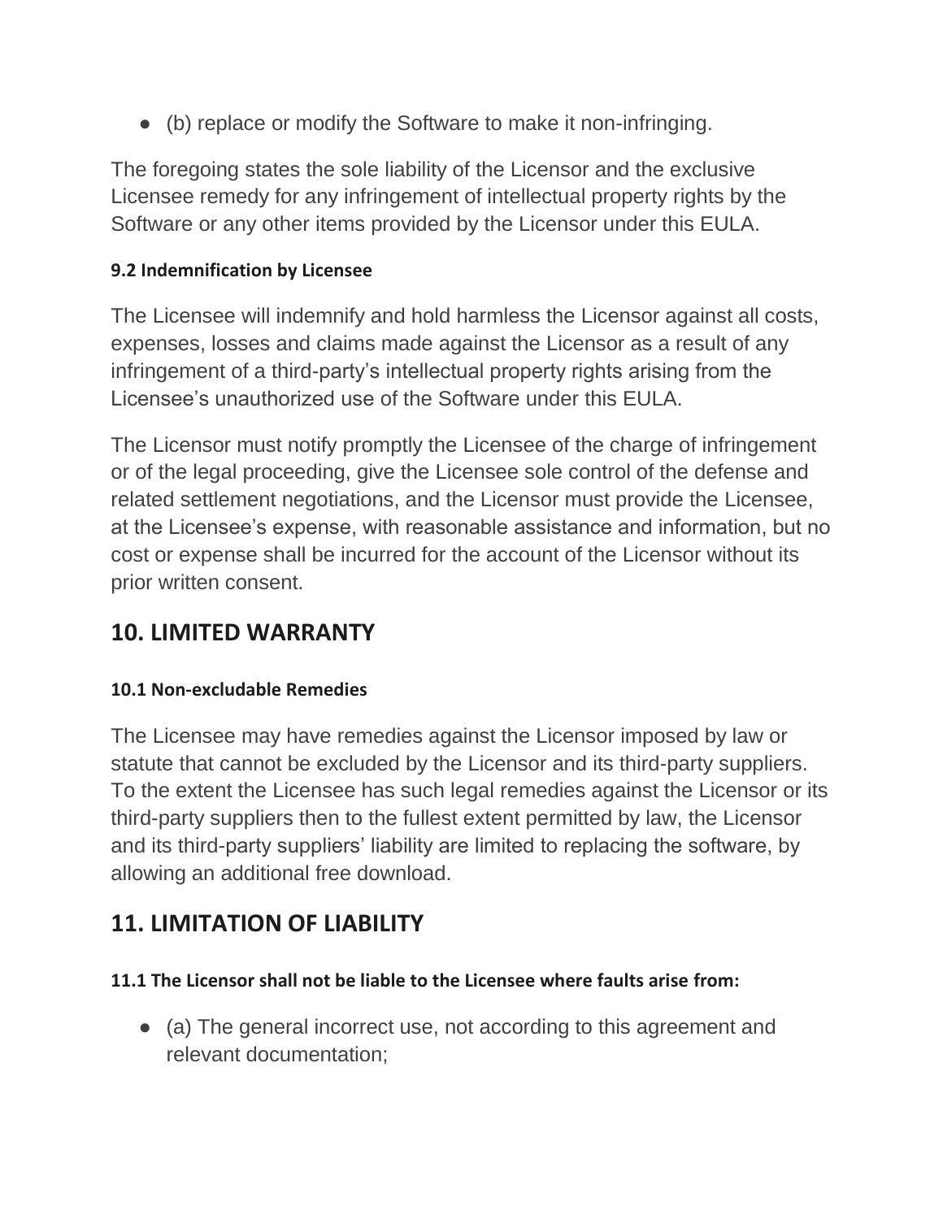- (b) replace or modify the Software to make it non-infringing.

The foregoing states the sole liability of the Licensor and the exclusive Licensee remedy for any infringement of intellectual property rights by the Software or any other items provided by the Licensor under this EULA.

**9.2 Indemnification by Licensee**

The Licensee will indemnify and hold harmless the Licensor against all costs, expenses, losses and claims made against the Licensor as a result of any infringement of a third-party's intellectual property rights arising from the Licensee's unauthorized use of the Software under this EULA.

The Licensor must notify promptly the Licensee of the charge of infringement or of the legal proceeding, give the Licensee sole control of the defense and related settlement negotiations, and the Licensor must provide the Licensee, at the Licensee's expense, with reasonable assistance and information, but no cost or expense shall be incurred for the account of the Licensor without its prior written consent.

## 10. LIMITED WARRANTY

**10.1 Non-excludable Remedies**

The Licensee may have remedies against the Licensor imposed by law or statute that cannot be excluded by the Licensor and its third-party suppliers. To the extent the Licensee has such legal remedies against the Licensor or its third-party suppliers then to the fullest extent permitted by law, the Licensor and its third-party suppliers' liability are limited to replacing the software, by allowing an additional free download.

## 11. LIMITATION OF LIABILITY

**11.1 The Licensor shall not be liable to the Licensee where faults arise from:**

- (a) The general incorrect use, not according to this agreement and relevant documentation;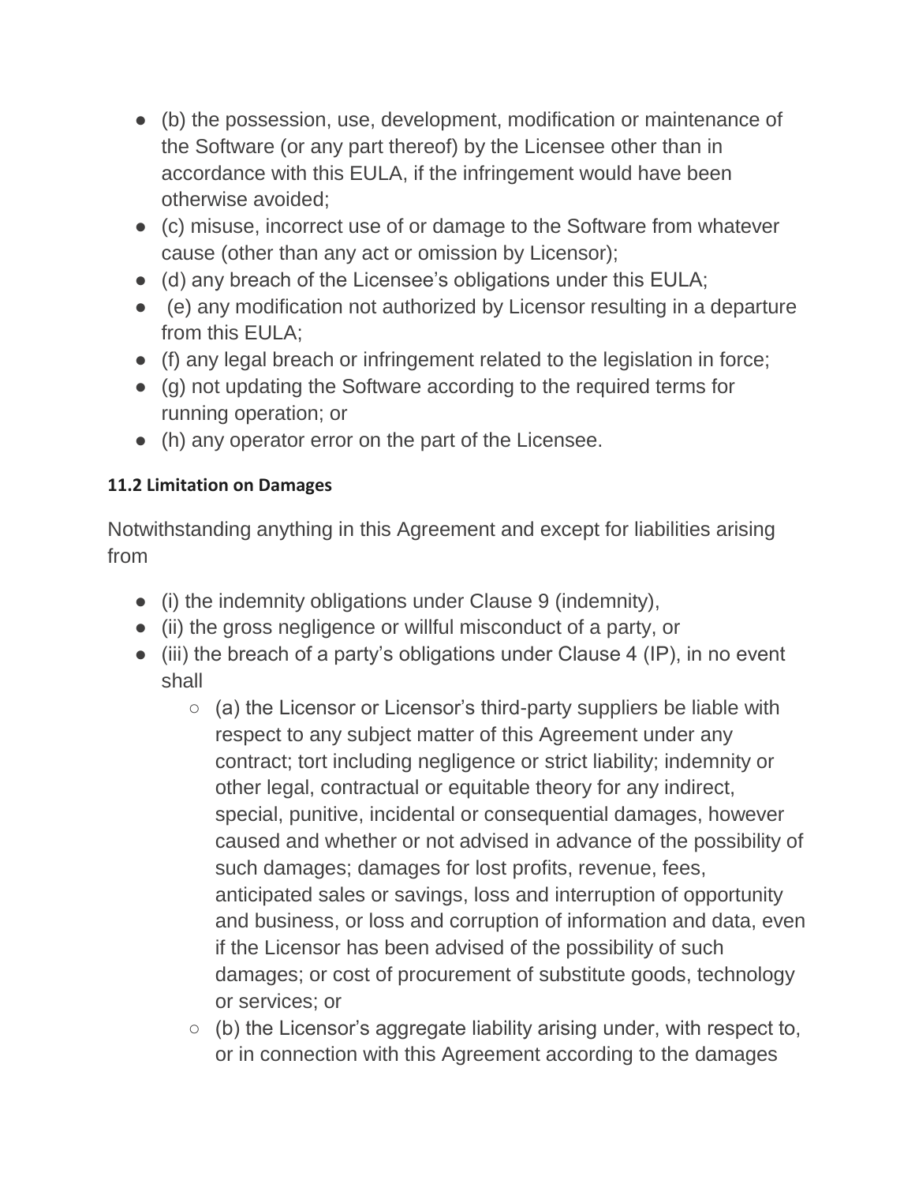- (b) the possession, use, development, modification or maintenance of the Software (or any part thereof) by the Licensee other than in accordance with this EULA, if the infringement would have been otherwise avoided;
- (c) misuse, incorrect use of or damage to the Software from whatever cause (other than any act or omission by Licensor);
- (d) any breach of the Licensee's obligations under this EULA;
- (e) any modification not authorized by Licensor resulting in a departure from this EULA;
- (f) any legal breach or infringement related to the legislation in force;
- (g) not updating the Software according to the required terms for running operation; or
- (h) any operator error on the part of the Licensee.

**11.2 Limitation on Damages**

Notwithstanding anything in this Agreement and except for liabilities arising from

- (i) the indemnity obligations under Clause 9 (indemnity),
- (ii) the gross negligence or willful misconduct of a party, or
- (iii) the breach of a party's obligations under Clause 4 (IP), in no event shall
  - (a) the Licensor or Licensor's third-party suppliers be liable with respect to any subject matter of this Agreement under any contract; tort including negligence or strict liability; indemnity or other legal, contractual or equitable theory for any indirect, special, punitive, incidental or consequential damages, however caused and whether or not advised in advance of the possibility of such damages; damages for lost profits, revenue, fees, anticipated sales or savings, loss and interruption of opportunity and business, or loss and corruption of information and data, even if the Licensor has been advised of the possibility of such damages; or cost of procurement of substitute goods, technology or services; or
  - (b) the Licensor's aggregate liability arising under, with respect to, or in connection with this Agreement according to the damages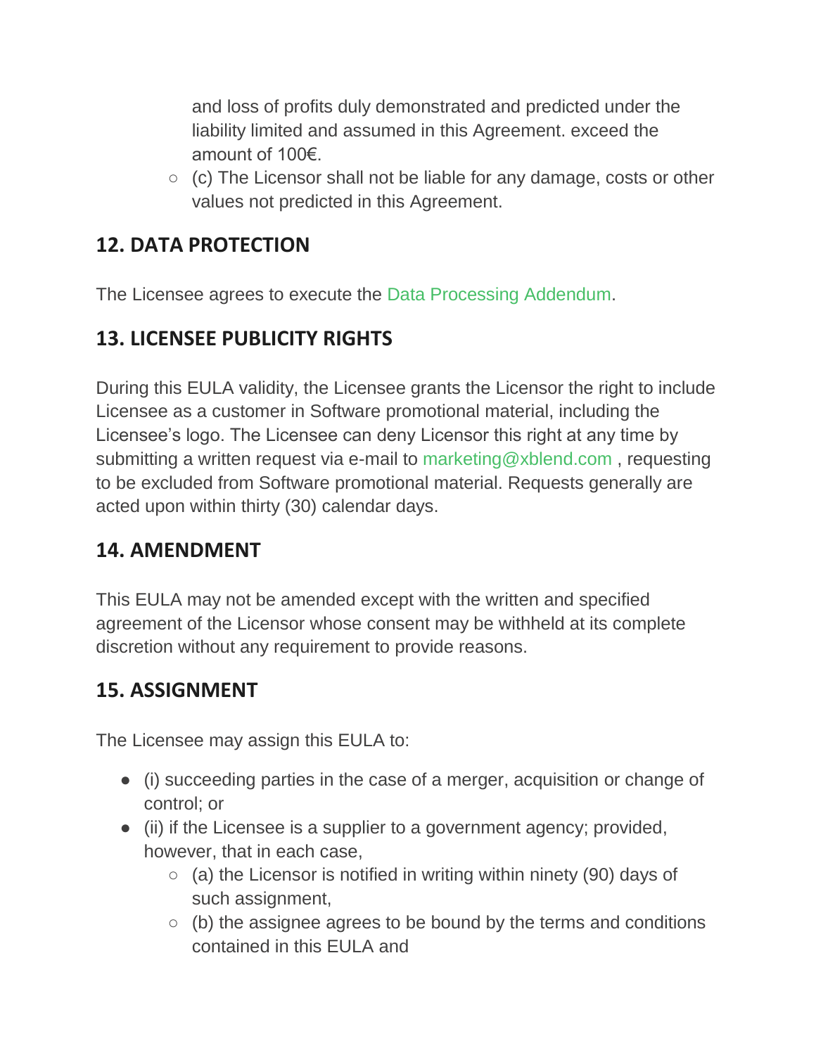and loss of profits duly demonstrated and predicted under the liability limited and assumed in this Agreement. exceed the amount of 100€.
  - (c) The Licensor shall not be liable for any damage, costs or other values not predicted in this Agreement.

## 12. DATA PROTECTION

The Licensee agrees to execute the Data Processing Addendum.

## 13. LICENSEE PUBLICITY RIGHTS

During this EULA validity, the Licensee grants the Licensor the right to include Licensee as a customer in Software promotional material, including the Licensee's logo. The Licensee can deny Licensor this right at any time by submitting a written request via e-mail to marketing@xblend.com , requesting to be excluded from Software promotional material. Requests generally are acted upon within thirty (30) calendar days.

## 14. AMENDMENT

This EULA may not be amended except with the written and specified agreement of the Licensor whose consent may be withheld at its complete discretion without any requirement to provide reasons.

## 15. ASSIGNMENT

The Licensee may assign this EULA to:

- (i) succeeding parties in the case of a merger, acquisition or change of control; or
- (ii) if the Licensee is a supplier to a government agency; provided, however, that in each case,
  - (a) the Licensor is notified in writing within ninety (90) days of such assignment,
  - (b) the assignee agrees to be bound by the terms and conditions contained in this EULA and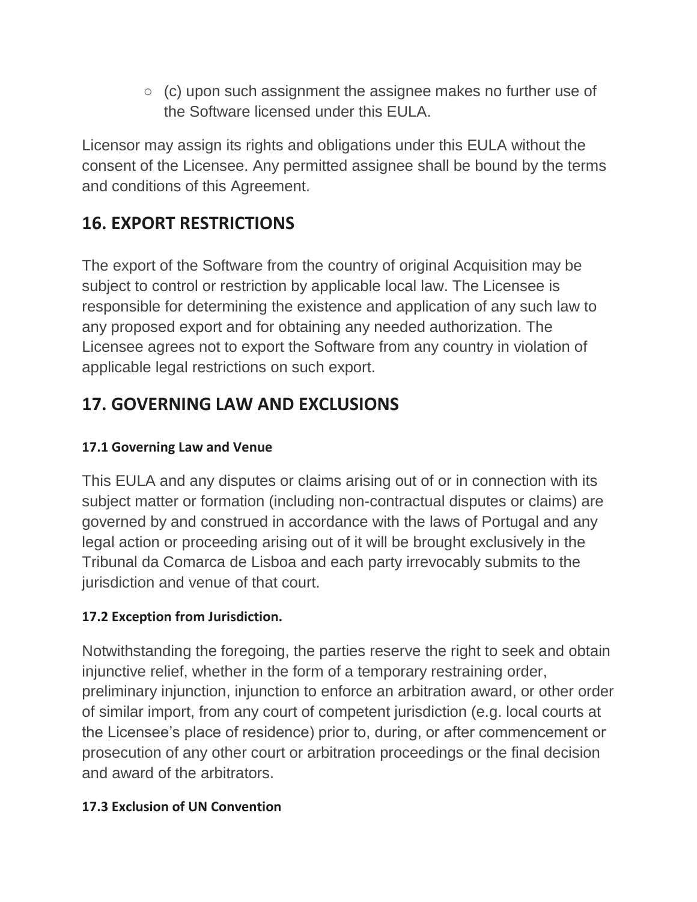- (c) upon such assignment the assignee makes no further use of the Software licensed under this EULA.

Licensor may assign its rights and obligations under this EULA without the consent of the Licensee. Any permitted assignee shall be bound by the terms and conditions of this Agreement.

## 16. EXPORT RESTRICTIONS

The export of the Software from the country of original Acquisition may be subject to control or restriction by applicable local law. The Licensee is responsible for determining the existence and application of any such law to any proposed export and for obtaining any needed authorization. The Licensee agrees not to export the Software from any country in violation of applicable legal restrictions on such export.

## 17. GOVERNING LAW AND EXCLUSIONS

#### 17.1 Governing Law and Venue

This EULA and any disputes or claims arising out of or in connection with its subject matter or formation (including non-contractual disputes or claims) are governed by and construed in accordance with the laws of Portugal and any legal action or proceeding arising out of it will be brought exclusively in the Tribunal da Comarca de Lisboa and each party irrevocably submits to the jurisdiction and venue of that court.

#### 17.2 Exception from Jurisdiction.

Notwithstanding the foregoing, the parties reserve the right to seek and obtain injunctive relief, whether in the form of a temporary restraining order, preliminary injunction, injunction to enforce an arbitration award, or other order of similar import, from any court of competent jurisdiction (e.g. local courts at the Licensee's place of residence) prior to, during, or after commencement or prosecution of any other court or arbitration proceedings or the final decision and award of the arbitrators.

#### 17.3 Exclusion of UN Convention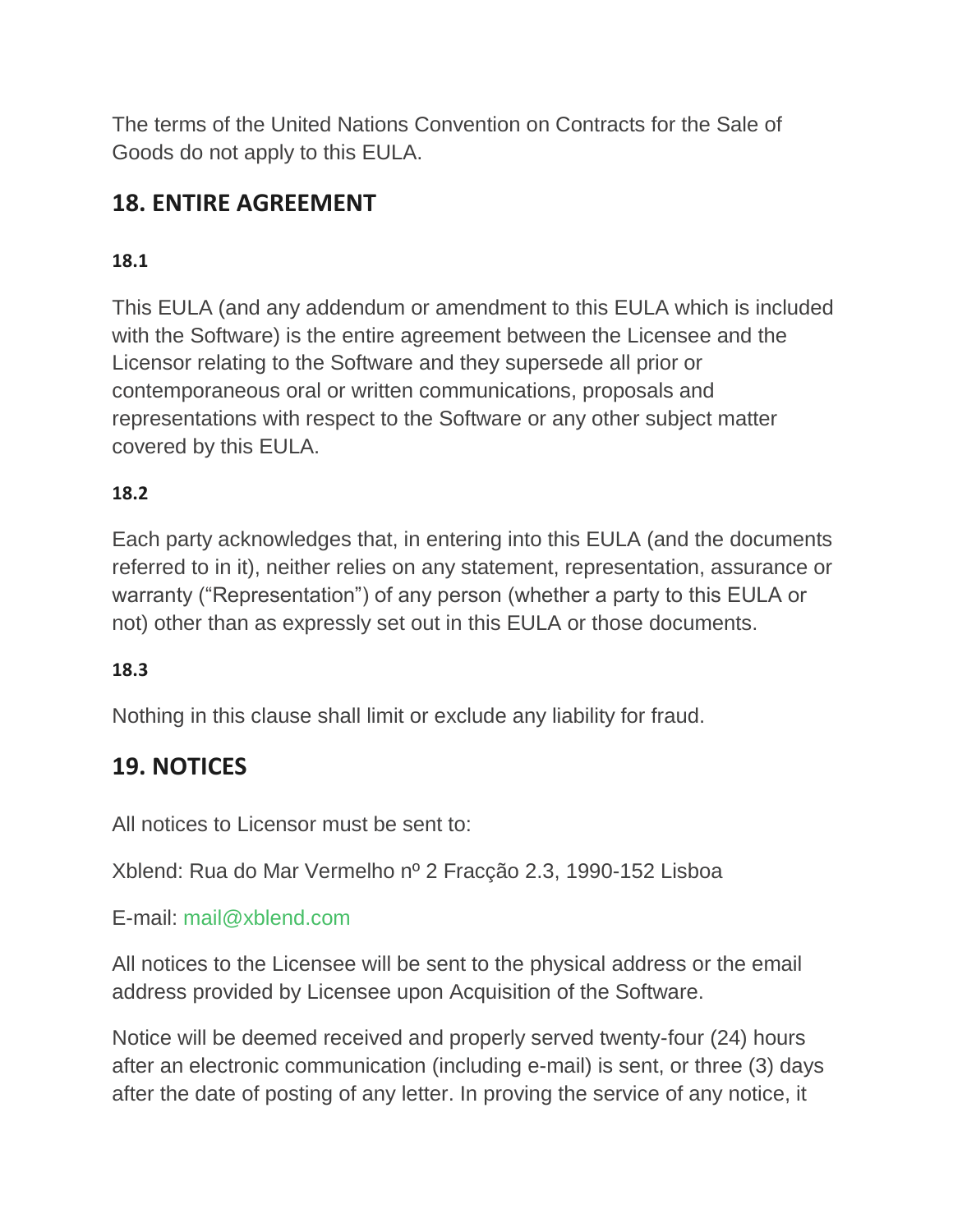The terms of the United Nations Convention on Contracts for the Sale of Goods do not apply to this EULA.

## 18. ENTIRE AGREEMENT

#### 18.1

This EULA (and any addendum or amendment to this EULA which is included with the Software) is the entire agreement between the Licensee and the Licensor relating to the Software and they supersede all prior or contemporaneous oral or written communications, proposals and representations with respect to the Software or any other subject matter covered by this EULA.

#### 18.2

Each party acknowledges that, in entering into this EULA (and the documents referred to in it), neither relies on any statement, representation, assurance or warranty ("Representation") of any person (whether a party to this EULA or not) other than as expressly set out in this EULA or those documents.

#### 18.3

Nothing in this clause shall limit or exclude any liability for fraud.

## 19. NOTICES

All notices to Licensor must be sent to:

Xblend: Rua do Mar Vermelho nº 2 Fracção 2.3, 1990-152 Lisboa

E-mail: mail@xblend.com

All notices to the Licensee will be sent to the physical address or the email address provided by Licensee upon Acquisition of the Software.

Notice will be deemed received and properly served twenty-four (24) hours after an electronic communication (including e-mail) is sent, or three (3) days after the date of posting of any letter. In proving the service of any notice, it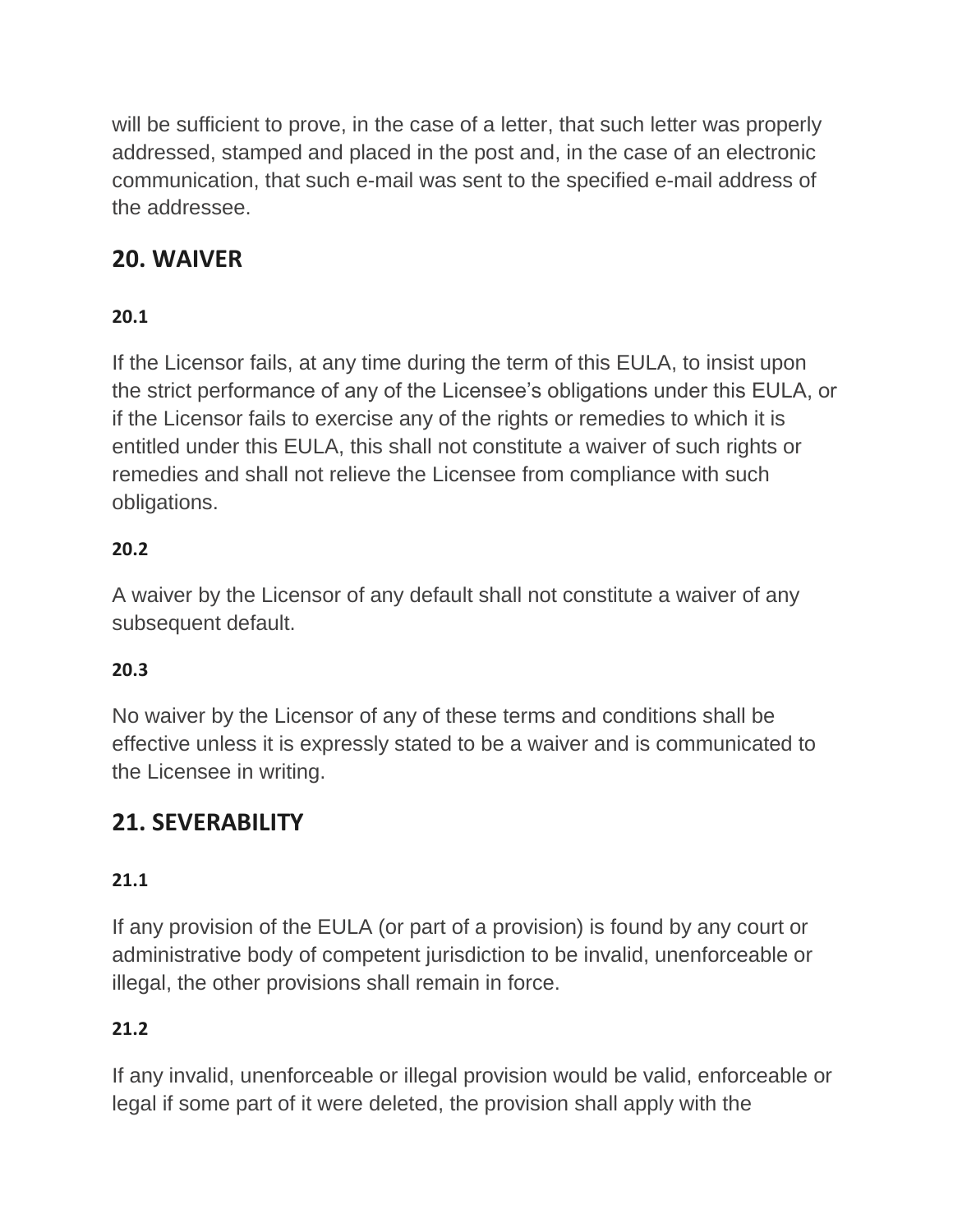will be sufficient to prove, in the case of a letter, that such letter was properly addressed, stamped and placed in the post and, in the case of an electronic communication, that such e-mail was sent to the specified e-mail address of the addressee.

## 20. WAIVER

#### 20.1

If the Licensor fails, at any time during the term of this EULA, to insist upon the strict performance of any of the Licensee's obligations under this EULA, or if the Licensor fails to exercise any of the rights or remedies to which it is entitled under this EULA, this shall not constitute a waiver of such rights or remedies and shall not relieve the Licensee from compliance with such obligations.

#### 20.2

A waiver by the Licensor of any default shall not constitute a waiver of any subsequent default.

#### 20.3

No waiver by the Licensor of any of these terms and conditions shall be effective unless it is expressly stated to be a waiver and is communicated to the Licensee in writing.

## 21. SEVERABILITY

#### 21.1

If any provision of the EULA (or part of a provision) is found by any court or administrative body of competent jurisdiction to be invalid, unenforceable or illegal, the other provisions shall remain in force.

#### 21.2

If any invalid, unenforceable or illegal provision would be valid, enforceable or legal if some part of it were deleted, the provision shall apply with the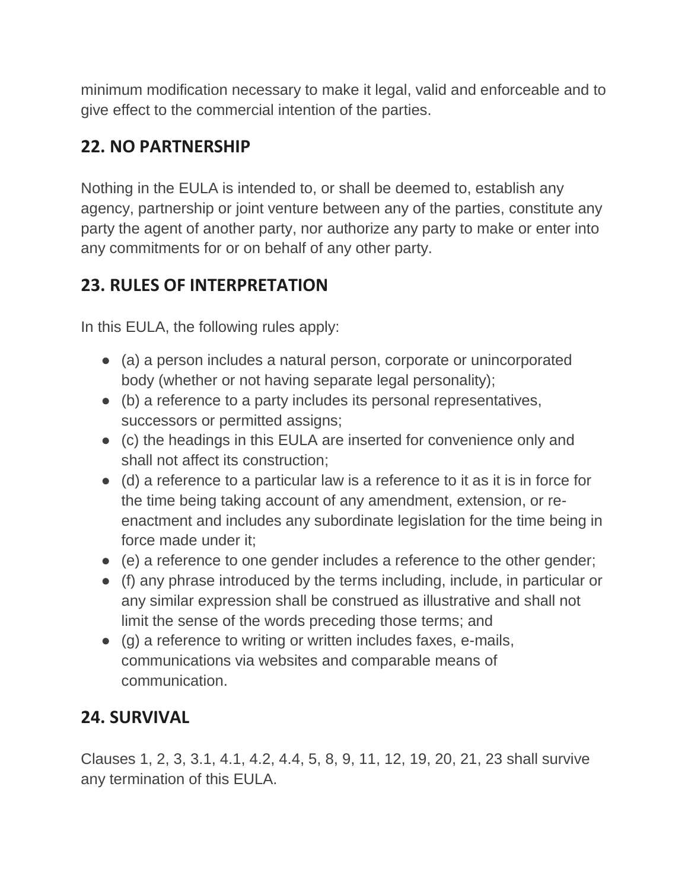minimum modification necessary to make it legal, valid and enforceable and to give effect to the commercial intention of the parties.

## 22. NO PARTNERSHIP

Nothing in the EULA is intended to, or shall be deemed to, establish any agency, partnership or joint venture between any of the parties, constitute any party the agent of another party, nor authorize any party to make or enter into any commitments for or on behalf of any other party.

## 23. RULES OF INTERPRETATION

In this EULA, the following rules apply:

- (a) a person includes a natural person, corporate or unincorporated body (whether or not having separate legal personality);
- (b) a reference to a party includes its personal representatives, successors or permitted assigns;
- (c) the headings in this EULA are inserted for convenience only and shall not affect its construction;
- (d) a reference to a particular law is a reference to it as it is in force for the time being taking account of any amendment, extension, or re-enactment and includes any subordinate legislation for the time being in force made under it;
- (e) a reference to one gender includes a reference to the other gender;
- (f) any phrase introduced by the terms including, include, in particular or any similar expression shall be construed as illustrative and shall not limit the sense of the words preceding those terms; and
- (g) a reference to writing or written includes faxes, e-mails, communications via websites and comparable means of communication.

## 24. SURVIVAL

Clauses 1, 2, 3, 3.1, 4.1, 4.2, 4.4, 5, 8, 9, 11, 12, 19, 20, 21, 23 shall survive any termination of this EULA.